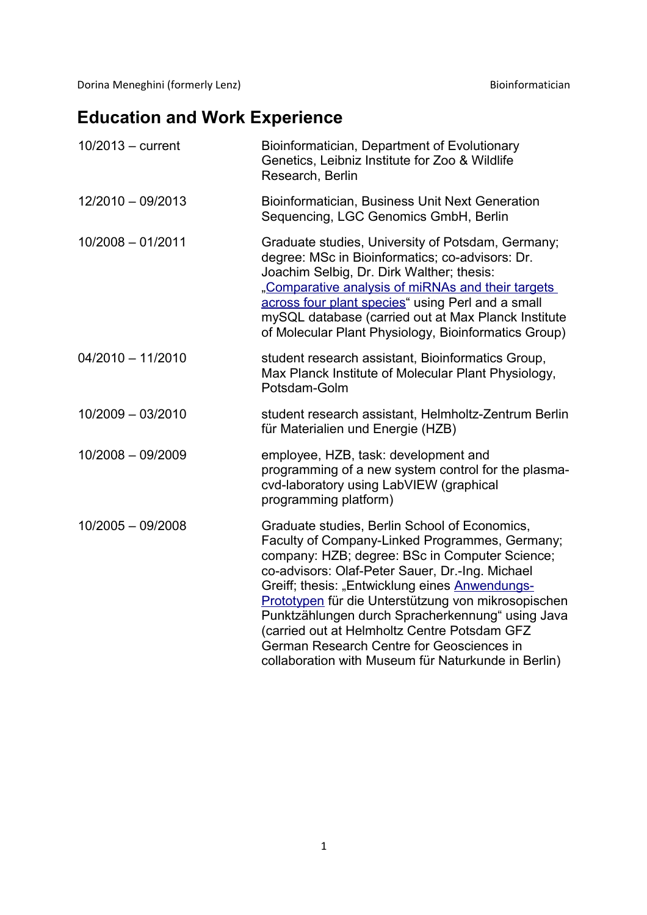## Education and Work Experience

| | |
|---|---|
| 10/2013 – current | Bioinformatician, Department of Evolutionary Genetics, Leibniz Institute for Zoo & Wildlife Research, Berlin |
| 12/2010 – 09/2013 | Bioinformatician, Business Unit Next Generation Sequencing, LGC Genomics GmbH, Berlin |
| 10/2008 – 01/2011 | Graduate studies, University of Potsdam, Germany; degree: MSc in Bioinformatics; co-advisors: Dr. Joachim Selbig, Dr. Dirk Walther; thesis: „Comparative analysis of miRNAs and their targets across four plant species“ using Perl and a small mySQL database (carried out at Max Planck Institute of Molecular Plant Physiology, Bioinformatics Group) |
| 04/2010 – 11/2010 | student research assistant, Bioinformatics Group, Max Planck Institute of Molecular Plant Physiology, Potsdam-Golm |
| 10/2009 – 03/2010 | student research assistant, Helmholtz-Zentrum Berlin für Materialien und Energie (HZB) |
| 10/2008 – 09/2009 | employee, HZB, task: development and programming of a new system control for the plasma-cvd-laboratory using LabVIEW (graphical programming platform) |
| 10/2005 – 09/2008 | Graduate studies, Berlin School of Economics, Faculty of Company-Linked Programmes, Germany; company: HZB; degree: BSc in Computer Science; co-advisors: Olaf-Peter Sauer, Dr.-Ing. Michael Greiff; thesis: „Entwicklung eines Anwendungs-Prototypen für die Unterstützung von mikrosopischen Punktzählungen durch Spracherkennung“ using Java (carried out at Helmholtz Centre Potsdam GFZ German Research Centre for Geosciences in collaboration with Museum für Naturkunde in Berlin) |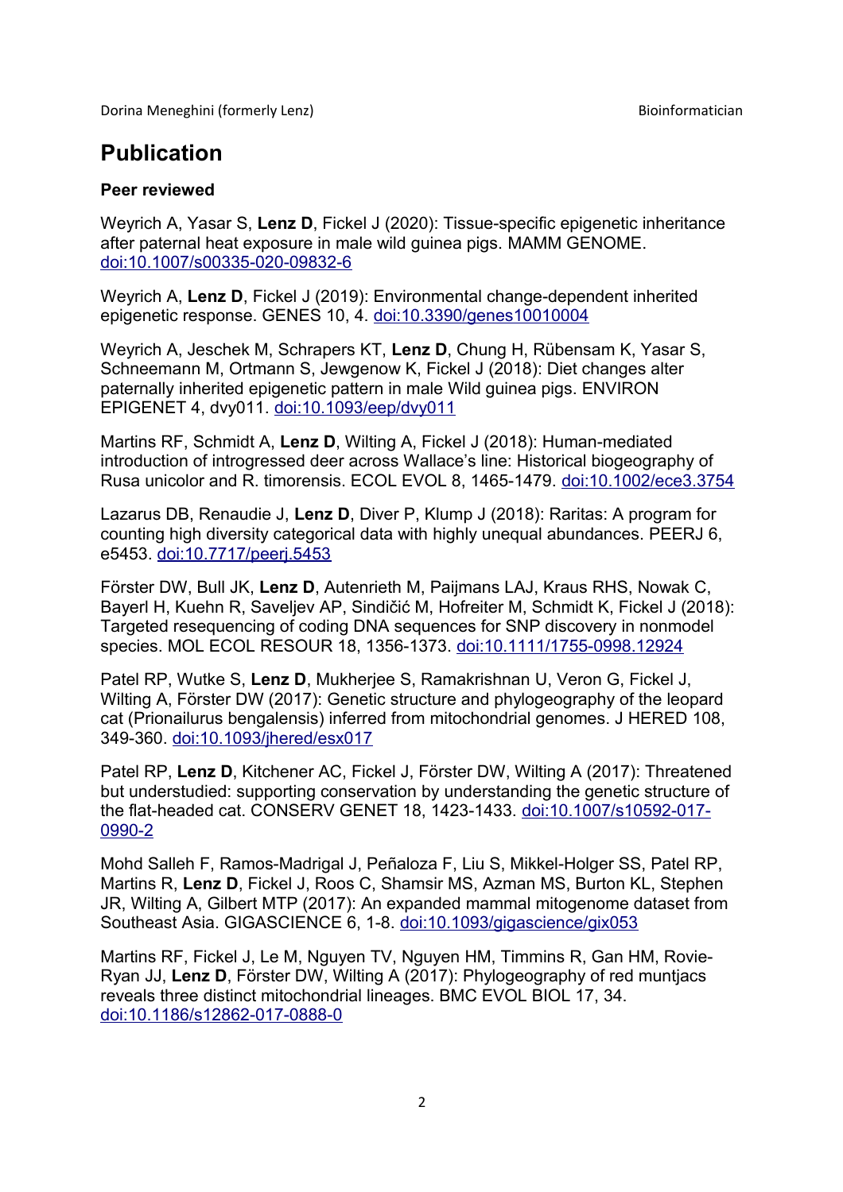# Publication

**Peer reviewed**

Weyrich A, Yasar S, **Lenz D**, Fickel J (2020): Tissue-specific epigenetic inheritance after paternal heat exposure in male wild guinea pigs. MAMM GENOME. doi:10.1007/s00335-020-09832-6

Weyrich A, **Lenz D**, Fickel J (2019): Environmental change-dependent inherited epigenetic response. GENES 10, 4. doi:10.3390/genes10010004

Weyrich A, Jeschek M, Schrapers KT, **Lenz D**, Chung H, Rübensam K, Yasar S, Schneemann M, Ortmann S, Jewgenow K, Fickel J (2018): Diet changes alter paternally inherited epigenetic pattern in male Wild guinea pigs. ENVIRON EPIGENET 4, dvy011. doi:10.1093/eep/dvy011

Martins RF, Schmidt A, **Lenz D**, Wilting A, Fickel J (2018): Human-mediated introduction of introgressed deer across Wallace's line: Historical biogeography of Rusa unicolor and R. timorensis. ECOL EVOL 8, 1465-1479. doi:10.1002/ece3.3754

Lazarus DB, Renaudie J, **Lenz D**, Diver P, Klump J (2018): Raritas: A program for counting high diversity categorical data with highly unequal abundances. PEERJ 6, e5453. doi:10.7717/peerj.5453

Förster DW, Bull JK, **Lenz D**, Autenrieth M, Paijmans LAJ, Kraus RHS, Nowak C, Bayerl H, Kuehn R, Saveljev AP, Sindičić M, Hofreiter M, Schmidt K, Fickel J (2018): Targeted resequencing of coding DNA sequences for SNP discovery in nonmodel species. MOL ECOL RESOUR 18, 1356-1373. doi:10.1111/1755-0998.12924

Patel RP, Wutke S, **Lenz D**, Mukherjee S, Ramakrishnan U, Veron G, Fickel J, Wilting A, Förster DW (2017): Genetic structure and phylogeography of the leopard cat (Prionailurus bengalensis) inferred from mitochondrial genomes. J HERED 108, 349-360. doi:10.1093/jhered/esx017

Patel RP, **Lenz D**, Kitchener AC, Fickel J, Förster DW, Wilting A (2017): Threatened but understudied: supporting conservation by understanding the genetic structure of the flat-headed cat. CONSERV GENET 18, 1423-1433. doi:10.1007/s10592-017-0990-2

Mohd Salleh F, Ramos-Madrigal J, Peñaloza F, Liu S, Mikkel-Holger SS, Patel RP, Martins R, **Lenz D**, Fickel J, Roos C, Shamsir MS, Azman MS, Burton KL, Stephen JR, Wilting A, Gilbert MTP (2017): An expanded mammal mitogenome dataset from Southeast Asia. GIGASCIENCE 6, 1-8. doi:10.1093/gigascience/gix053

Martins RF, Fickel J, Le M, Nguyen TV, Nguyen HM, Timmins R, Gan HM, Rovie-Ryan JJ, **Lenz D**, Förster DW, Wilting A (2017): Phylogeography of red muntjacs reveals three distinct mitochondrial lineages. BMC EVOL BIOL 17, 34. doi:10.1186/s12862-017-0888-0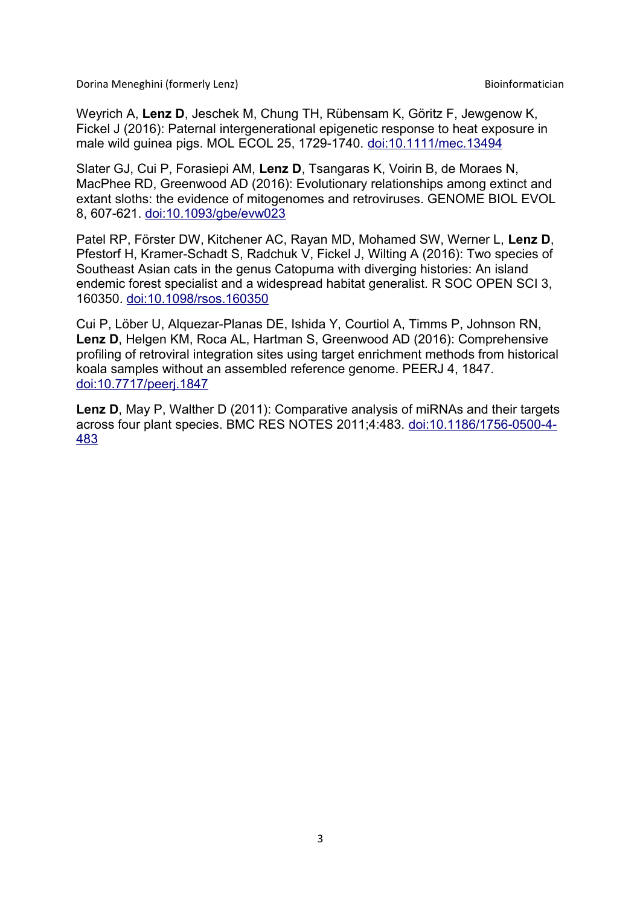Weyrich A, **Lenz D**, Jeschek M, Chung TH, Rübensam K, Göritz F, Jewgenow K, Fickel J (2016): Paternal intergenerational epigenetic response to heat exposure in male wild guinea pigs. MOL ECOL 25, 1729-1740. doi:10.1111/mec.13494

Slater GJ, Cui P, Forasiepi AM, **Lenz D**, Tsangaras K, Voirin B, de Moraes N, MacPhee RD, Greenwood AD (2016): Evolutionary relationships among extinct and extant sloths: the evidence of mitogenomes and retroviruses. GENOME BIOL EVOL 8, 607-621. doi:10.1093/gbe/evw023

Patel RP, Förster DW, Kitchener AC, Rayan MD, Mohamed SW, Werner L, **Lenz D**, Pfestorf H, Kramer-Schadt S, Radchuk V, Fickel J, Wilting A (2016): Two species of Southeast Asian cats in the genus Catopuma with diverging histories: An island endemic forest specialist and a widespread habitat generalist. R SOC OPEN SCI 3, 160350. doi:10.1098/rsos.160350

Cui P, Löber U, Alquezar-Planas DE, Ishida Y, Courtiol A, Timms P, Johnson RN, **Lenz D**, Helgen KM, Roca AL, Hartman S, Greenwood AD (2016): Comprehensive profiling of retroviral integration sites using target enrichment methods from historical koala samples without an assembled reference genome. PEERJ 4, 1847. doi:10.7717/peerj.1847

**Lenz D**, May P, Walther D (2011): Comparative analysis of miRNAs and their targets across four plant species. BMC RES NOTES 2011;4:483. doi:10.1186/1756-0500-4-483